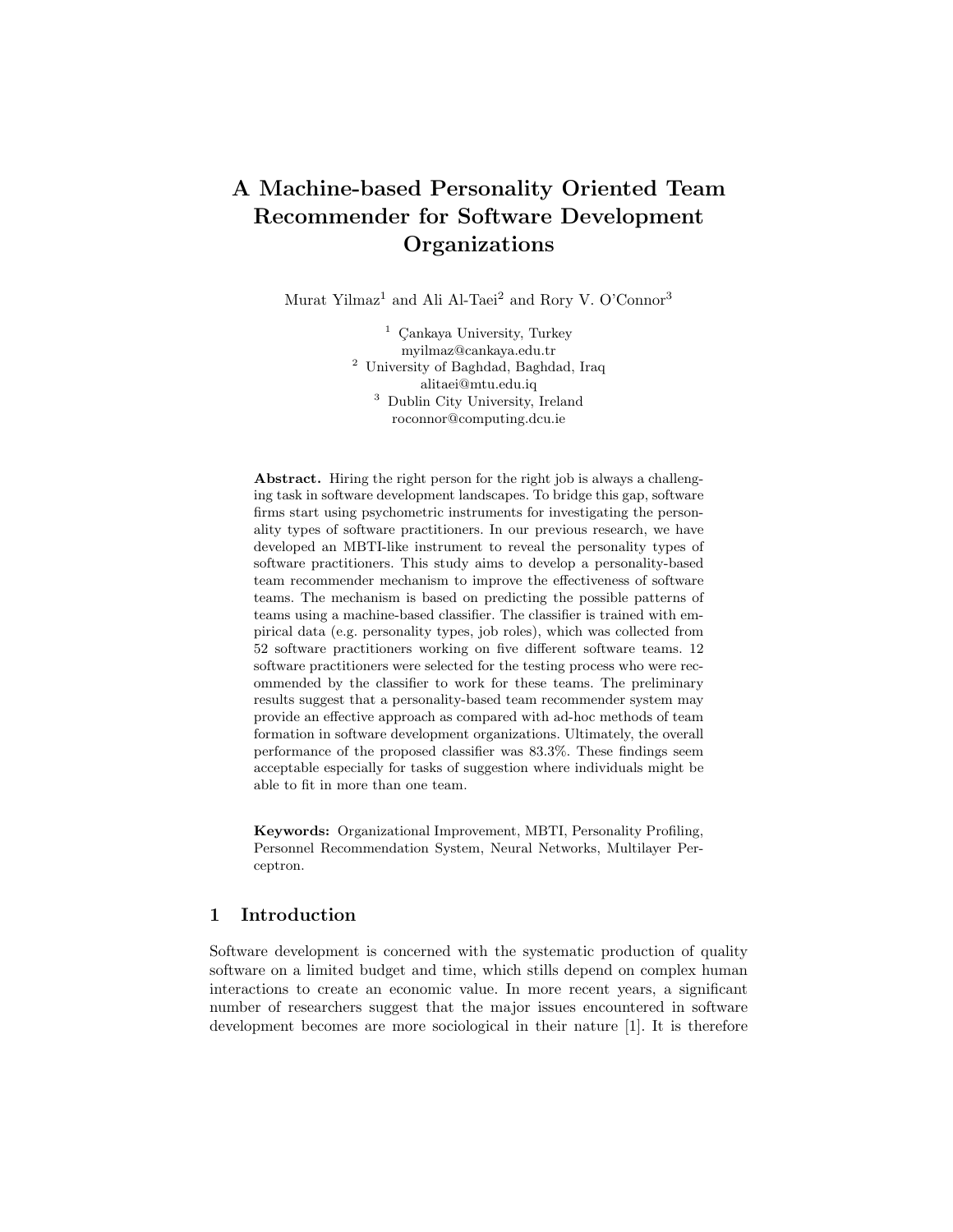# A Machine-based Personality Oriented Team Recommender for Software Development Organizations

Murat Yilmaz[1] and Ali Al-Taei[2] and Rory V. O'Connor[3]

[1] Çankaya University, Turkey
myilmaz@cankaya.edu.tr
[2] University of Baghdad, Baghdad, Iraq
alitaei@mtu.edu.iq
[3] Dublin City University, Ireland
roconnor@computing.dcu.ie

**Abstract.** Hiring the right person for the right job is always a challenging task in software development landscapes. To bridge this gap, software firms start using psychometric instruments for investigating the personality types of software practitioners. In our previous research, we have developed an MBTI-like instrument to reveal the personality types of software practitioners. This study aims to develop a personality-based team recommender mechanism to improve the effectiveness of software teams. The mechanism is based on predicting the possible patterns of teams using a machine-based classifier. The classifier is trained with empirical data (e.g. personality types, job roles), which was collected from 52 software practitioners working on five different software teams. 12 software practitioners were selected for the testing process who were recommended by the classifier to work for these teams. The preliminary results suggest that a personality-based team recommender system may provide an effective approach as compared with ad-hoc methods of team formation in software development organizations. Ultimately, the overall performance of the proposed classifier was 83.3%. These findings seem acceptable especially for tasks of suggestion where individuals might be able to fit in more than one team.

**Keywords:** Organizational Improvement, MBTI, Personality Profiling, Personnel Recommendation System, Neural Networks, Multilayer Perceptron.

## 1 Introduction

Software development is concerned with the systematic production of quality software on a limited budget and time, which stills depend on complex human interactions to create an economic value. In more recent years, a significant number of researchers suggest that the major issues encountered in software development becomes are more sociological in their nature [1]. It is therefore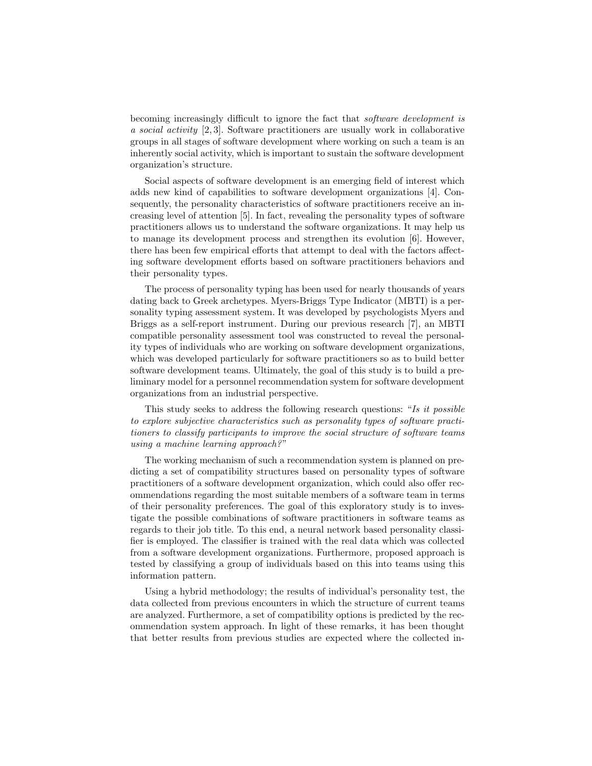becoming increasingly difficult to ignore the fact that *software development is a social activity* [2, 3]. Software practitioners are usually work in collaborative groups in all stages of software development where working on such a team is an inherently social activity, which is important to sustain the software development organization's structure.

Social aspects of software development is an emerging field of interest which adds new kind of capabilities to software development organizations [4]. Consequently, the personality characteristics of software practitioners receive an increasing level of attention [5]. In fact, revealing the personality types of software practitioners allows us to understand the software organizations. It may help us to manage its development process and strengthen its evolution [6]. However, there has been few empirical efforts that attempt to deal with the factors affecting software development efforts based on software practitioners behaviors and their personality types.

The process of personality typing has been used for nearly thousands of years dating back to Greek archetypes. Myers-Briggs Type Indicator (MBTI) is a personality typing assessment system. It was developed by psychologists Myers and Briggs as a self-report instrument. During our previous research [7], an MBTI compatible personality assessment tool was constructed to reveal the personality types of individuals who are working on software development organizations, which was developed particularly for software practitioners so as to build better software development teams. Ultimately, the goal of this study is to build a preliminary model for a personnel recommendation system for software development organizations from an industrial perspective.

This study seeks to address the following research questions: "*Is it possible to explore subjective characteristics such as personality types of software practitioners to classify participants to improve the social structure of software teams using a machine learning approach?*"

The working mechanism of such a recommendation system is planned on predicting a set of compatibility structures based on personality types of software practitioners of a software development organization, which could also offer recommendations regarding the most suitable members of a software team in terms of their personality preferences. The goal of this exploratory study is to investigate the possible combinations of software practitioners in software teams as regards to their job title. To this end, a neural network based personality classifier is employed. The classifier is trained with the real data which was collected from a software development organizations. Furthermore, proposed approach is tested by classifying a group of individuals based on this into teams using this information pattern.

Using a hybrid methodology; the results of individual's personality test, the data collected from previous encounters in which the structure of current teams are analyzed. Furthermore, a set of compatibility options is predicted by the recommendation system approach. In light of these remarks, it has been thought that better results from previous studies are expected where the collected in-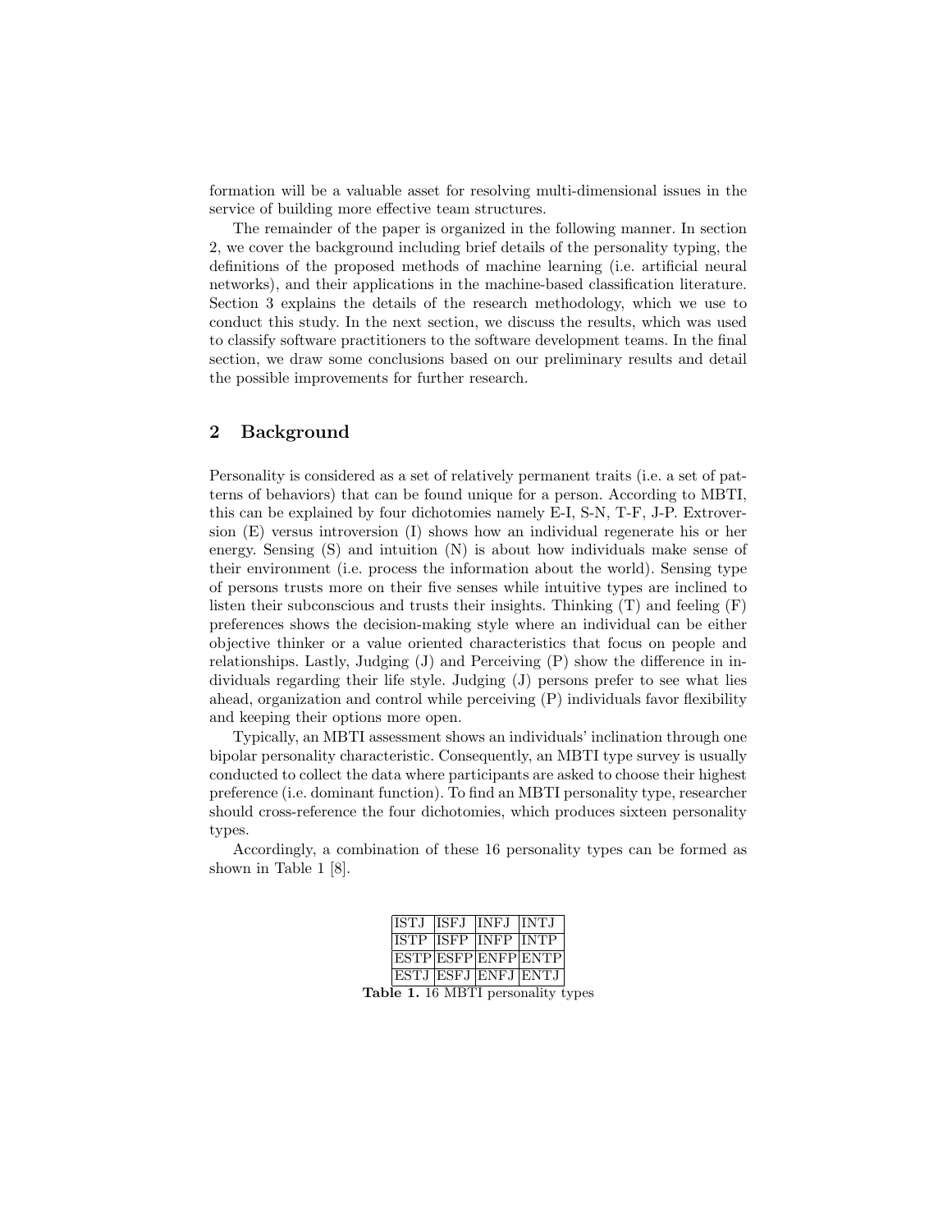formation will be a valuable asset for resolving multi-dimensional issues in the service of building more effective team structures.

The remainder of the paper is organized in the following manner. In section 2, we cover the background including brief details of the personality typing, the definitions of the proposed methods of machine learning (i.e. artificial neural networks), and their applications in the machine-based classification literature. Section 3 explains the details of the research methodology, which we use to conduct this study. In the next section, we discuss the results, which was used to classify software practitioners to the software development teams. In the final section, we draw some conclusions based on our preliminary results and detail the possible improvements for further research.

## 2 Background

Personality is considered as a set of relatively permanent traits (i.e. a set of patterns of behaviors) that can be found unique for a person. According to MBTI, this can be explained by four dichotomies namely E-I, S-N, T-F, J-P. Extroversion (E) versus introversion (I) shows how an individual regenerate his or her energy. Sensing (S) and intuition (N) is about how individuals make sense of their environment (i.e. process the information about the world). Sensing type of persons trusts more on their five senses while intuitive types are inclined to listen their subconscious and trusts their insights. Thinking (T) and feeling (F) preferences shows the decision-making style where an individual can be either objective thinker or a value oriented characteristics that focus on people and relationships. Lastly, Judging (J) and Perceiving (P) show the difference in individuals regarding their life style. Judging (J) persons prefer to see what lies ahead, organization and control while perceiving (P) individuals favor flexibility and keeping their options more open.

Typically, an MBTI assessment shows an individuals' inclination through one bipolar personality characteristic. Consequently, an MBTI type survey is usually conducted to collect the data where participants are asked to choose their highest preference (i.e. dominant function). To find an MBTI personality type, researcher should cross-reference the four dichotomies, which produces sixteen personality types.

Accordingly, a combination of these 16 personality types can be formed as shown in Table 1 [8].

| | | | |
|---|---|---|---|
| ISTJ | ISFJ | INFJ | INTJ |
| ISTP | ISFP | INFP | INTP |
| ESTP | ESFP | ENFP | ENTP |
| ESTJ | ESFJ | ENFJ | ENTJ |

**Table 1.** 16 MBTI personality types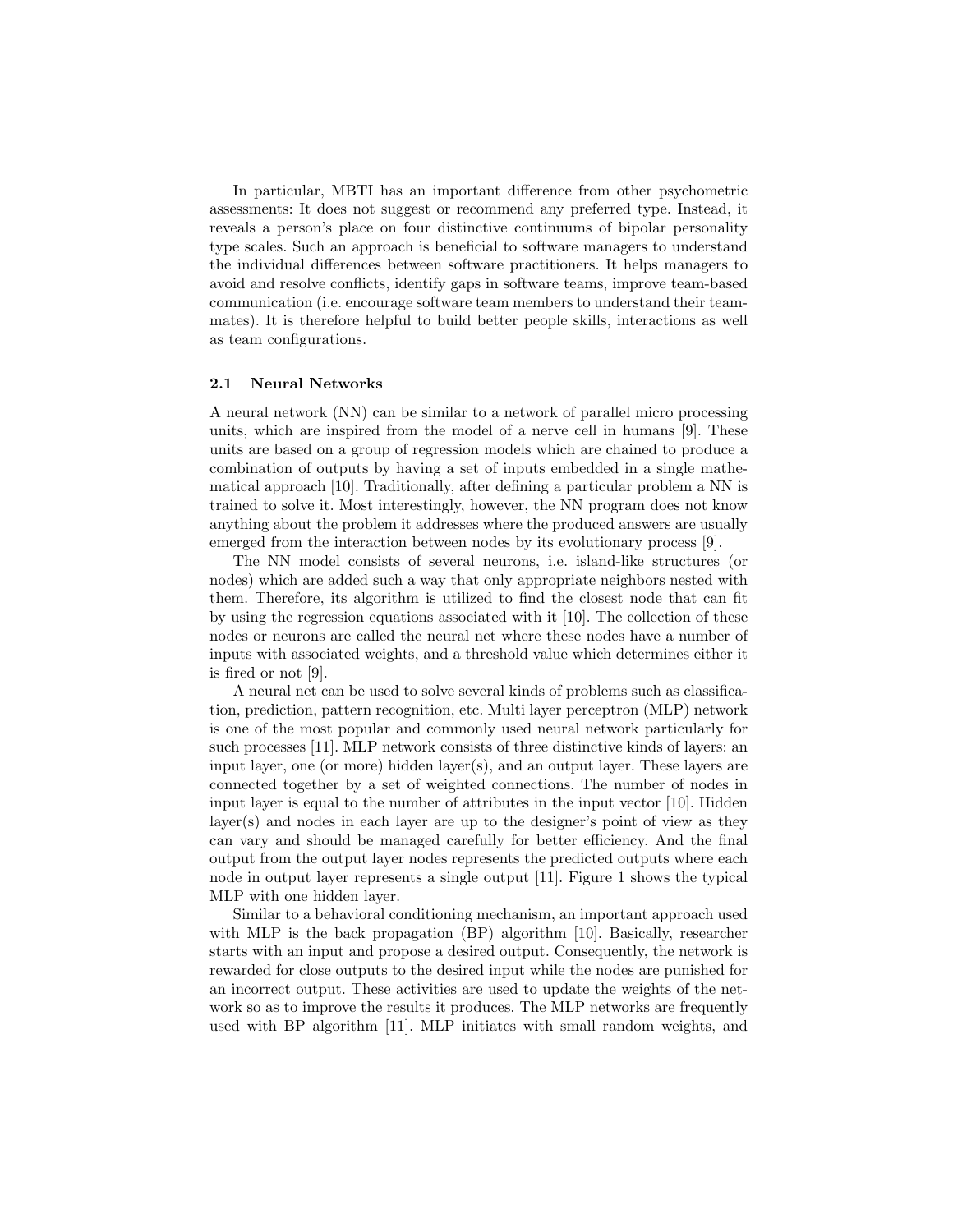In particular, MBTI has an important difference from other psychometric assessments: It does not suggest or recommend any preferred type. Instead, it reveals a person's place on four distinctive continuums of bipolar personality type scales. Such an approach is beneficial to software managers to understand the individual differences between software practitioners. It helps managers to avoid and resolve conflicts, identify gaps in software teams, improve team-based communication (i.e. encourage software team members to understand their teammates). It is therefore helpful to build better people skills, interactions as well as team configurations.

### 2.1 Neural Networks

A neural network (NN) can be similar to a network of parallel micro processing units, which are inspired from the model of a nerve cell in humans [9]. These units are based on a group of regression models which are chained to produce a combination of outputs by having a set of inputs embedded in a single mathematical approach [10]. Traditionally, after defining a particular problem a NN is trained to solve it. Most interestingly, however, the NN program does not know anything about the problem it addresses where the produced answers are usually emerged from the interaction between nodes by its evolutionary process [9].

The NN model consists of several neurons, i.e. island-like structures (or nodes) which are added such a way that only appropriate neighbors nested with them. Therefore, its algorithm is utilized to find the closest node that can fit by using the regression equations associated with it [10]. The collection of these nodes or neurons are called the neural net where these nodes have a number of inputs with associated weights, and a threshold value which determines either it is fired or not [9].

A neural net can be used to solve several kinds of problems such as classification, prediction, pattern recognition, etc. Multi layer perceptron (MLP) network is one of the most popular and commonly used neural network particularly for such processes [11]. MLP network consists of three distinctive kinds of layers: an input layer, one (or more) hidden layer(s), and an output layer. These layers are connected together by a set of weighted connections. The number of nodes in input layer is equal to the number of attributes in the input vector [10]. Hidden layer(s) and nodes in each layer are up to the designer's point of view as they can vary and should be managed carefully for better efficiency. And the final output from the output layer nodes represents the predicted outputs where each node in output layer represents a single output [11]. Figure 1 shows the typical MLP with one hidden layer.

Similar to a behavioral conditioning mechanism, an important approach used with MLP is the back propagation (BP) algorithm [10]. Basically, researcher starts with an input and propose a desired output. Consequently, the network is rewarded for close outputs to the desired input while the nodes are punished for an incorrect output. These activities are used to update the weights of the network so as to improve the results it produces. The MLP networks are frequently used with BP algorithm [11]. MLP initiates with small random weights, and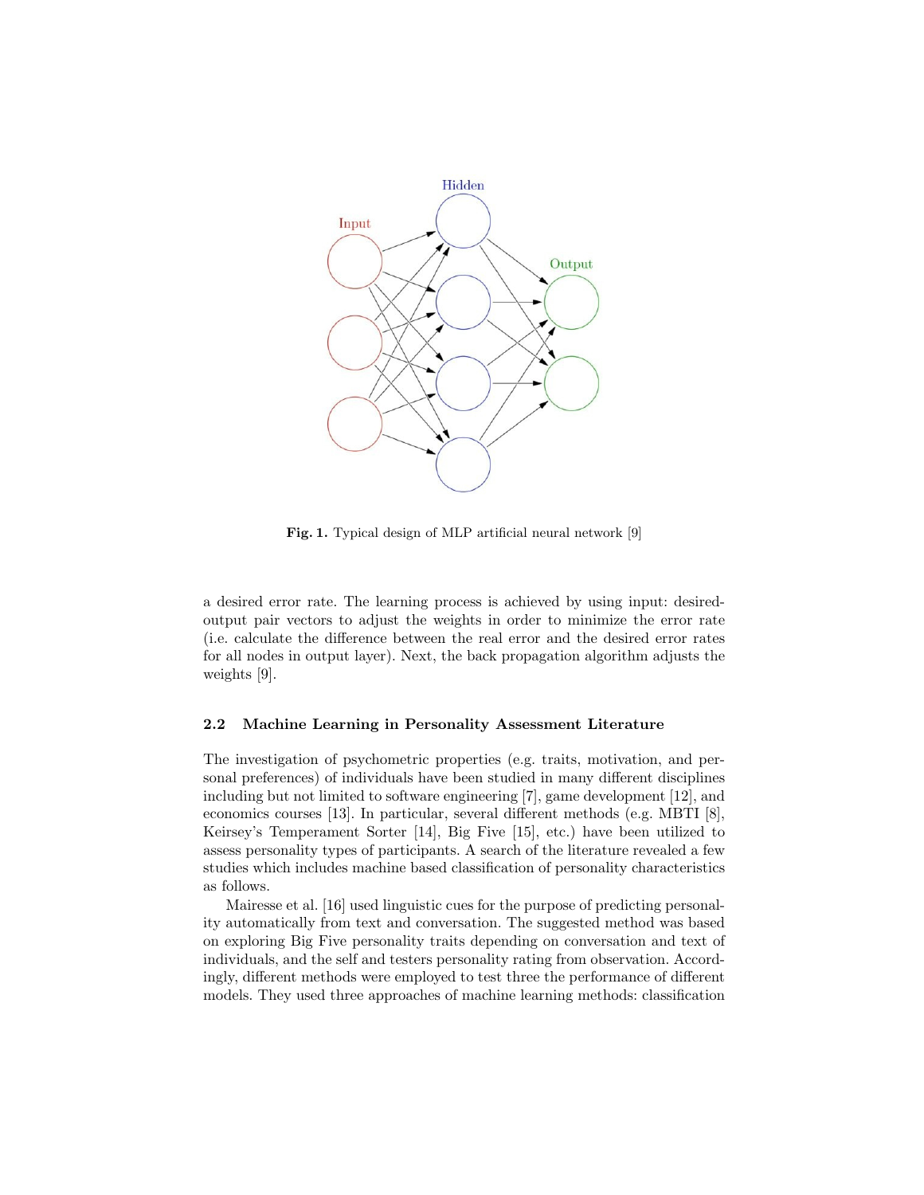Hidden

Input

Output

**Fig. 1.** Typical design of MLP artificial neural network [9]

a desired error rate. The learning process is achieved by using input: desired-output pair vectors to adjust the weights in order to minimize the error rate (i.e. calculate the difference between the real error and the desired error rates for all nodes in output layer). Next, the back propagation algorithm adjusts the weights [9].

### 2.2 Machine Learning in Personality Assessment Literature

The investigation of psychometric properties (e.g. traits, motivation, and personal preferences) of individuals have been studied in many different disciplines including but not limited to software engineering [7], game development [12], and economics courses [13]. In particular, several different methods (e.g. MBTI [8], Keirsey's Temperament Sorter [14], Big Five [15], etc.) have been utilized to assess personality types of participants. A search of the literature revealed a few studies which includes machine based classification of personality characteristics as follows.

Mairesse et al. [16] used linguistic cues for the purpose of predicting personality automatically from text and conversation. The suggested method was based on exploring Big Five personality traits depending on conversation and text of individuals, and the self and testers personality rating from observation. Accordingly, different methods were employed to test three the performance of different models. They used three approaches of machine learning methods: classification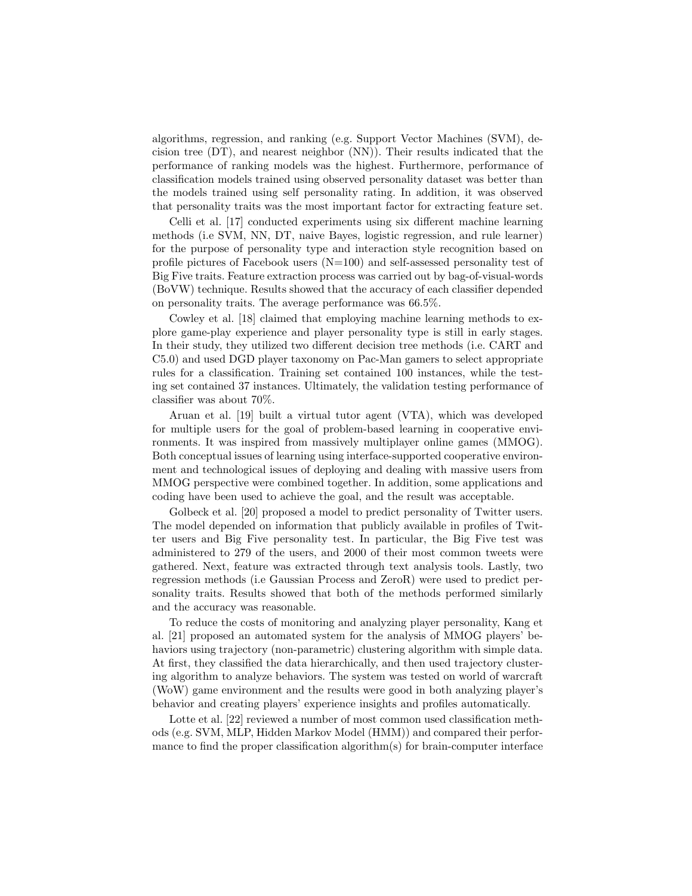algorithms, regression, and ranking (e.g. Support Vector Machines (SVM), decision tree (DT), and nearest neighbor (NN)). Their results indicated that the performance of ranking models was the highest. Furthermore, performance of classification models trained using observed personality dataset was better than the models trained using self personality rating. In addition, it was observed that personality traits was the most important factor for extracting feature set.

Celli et al. [17] conducted experiments using six different machine learning methods (i.e SVM, NN, DT, naive Bayes, logistic regression, and rule learner) for the purpose of personality type and interaction style recognition based on profile pictures of Facebook users (N=100) and self-assessed personality test of Big Five traits. Feature extraction process was carried out by bag-of-visual-words (BoVW) technique. Results showed that the accuracy of each classifier depended on personality traits. The average performance was 66.5%.

Cowley et al. [18] claimed that employing machine learning methods to explore game-play experience and player personality type is still in early stages. In their study, they utilized two different decision tree methods (i.e. CART and C5.0) and used DGD player taxonomy on Pac-Man gamers to select appropriate rules for a classification. Training set contained 100 instances, while the testing set contained 37 instances. Ultimately, the validation testing performance of classifier was about 70%.

Aruan et al. [19] built a virtual tutor agent (VTA), which was developed for multiple users for the goal of problem-based learning in cooperative environments. It was inspired from massively multiplayer online games (MMOG). Both conceptual issues of learning using interface-supported cooperative environment and technological issues of deploying and dealing with massive users from MMOG perspective were combined together. In addition, some applications and coding have been used to achieve the goal, and the result was acceptable.

Golbeck et al. [20] proposed a model to predict personality of Twitter users. The model depended on information that publicly available in profiles of Twitter users and Big Five personality test. In particular, the Big Five test was administered to 279 of the users, and 2000 of their most common tweets were gathered. Next, feature was extracted through text analysis tools. Lastly, two regression methods (i.e Gaussian Process and ZeroR) were used to predict personality traits. Results showed that both of the methods performed similarly and the accuracy was reasonable.

To reduce the costs of monitoring and analyzing player personality, Kang et al. [21] proposed an automated system for the analysis of MMOG players' behaviors using trajectory (non-parametric) clustering algorithm with simple data. At first, they classified the data hierarchically, and then used trajectory clustering algorithm to analyze behaviors. The system was tested on world of warcraft (WoW) game environment and the results were good in both analyzing player's behavior and creating players' experience insights and profiles automatically.

Lotte et al. [22] reviewed a number of most common used classification methods (e.g. SVM, MLP, Hidden Markov Model (HMM)) and compared their performance to find the proper classification algorithm(s) for brain-computer interface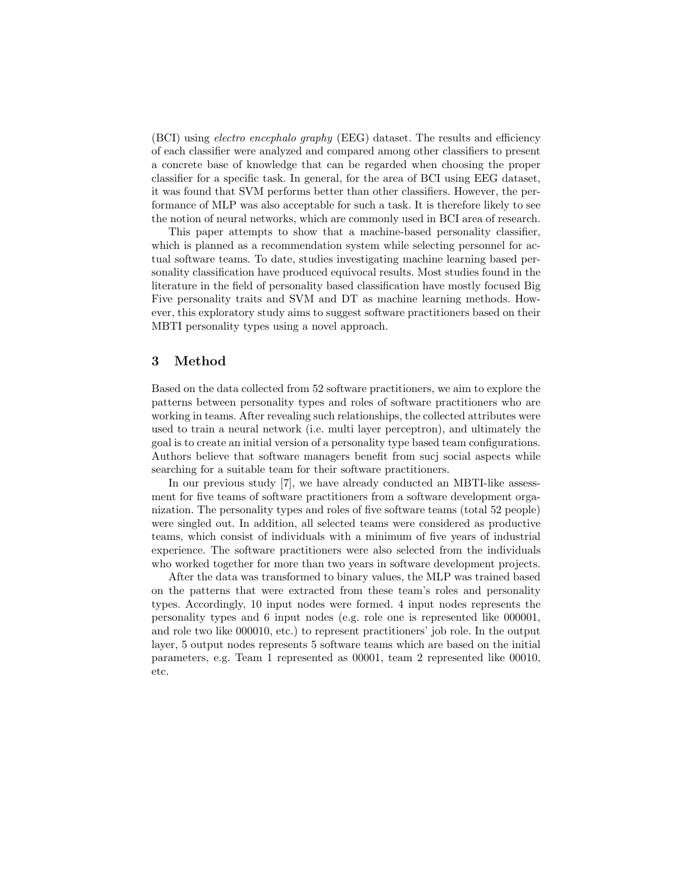(BCI) using *electro encephalo graphy* (EEG) dataset. The results and efficiency of each classifier were analyzed and compared among other classifiers to present a concrete base of knowledge that can be regarded when choosing the proper classifier for a specific task. In general, for the area of BCI using EEG dataset, it was found that SVM performs better than other classifiers. However, the performance of MLP was also acceptable for such a task. It is therefore likely to see the notion of neural networks, which are commonly used in BCI area of research.

This paper attempts to show that a machine-based personality classifier, which is planned as a recommendation system while selecting personnel for actual software teams. To date, studies investigating machine learning based personality classification have produced equivocal results. Most studies found in the literature in the field of personality based classification have mostly focused Big Five personality traits and SVM and DT as machine learning methods. However, this exploratory study aims to suggest software practitioners based on their MBTI personality types using a novel approach.

## 3 Method

Based on the data collected from 52 software practitioners, we aim to explore the patterns between personality types and roles of software practitioners who are working in teams. After revealing such relationships, the collected attributes were used to train a neural network (i.e. multi layer perceptron), and ultimately the goal is to create an initial version of a personality type based team configurations. Authors believe that software managers benefit from sucj social aspects while searching for a suitable team for their software practitioners.

In our previous study [7], we have already conducted an MBTI-like assessment for five teams of software practitioners from a software development organization. The personality types and roles of five software teams (total 52 people) were singled out. In addition, all selected teams were considered as productive teams, which consist of individuals with a minimum of five years of industrial experience. The software practitioners were also selected from the individuals who worked together for more than two years in software development projects.

After the data was transformed to binary values, the MLP was trained based on the patterns that were extracted from these team's roles and personality types. Accordingly, 10 input nodes were formed. 4 input nodes represents the personality types and 6 input nodes (e.g. role one is represented like 000001, and role two like 000010, etc.) to represent practitioners' job role. In the output layer, 5 output nodes represents 5 software teams which are based on the initial parameters, e.g. Team 1 represented as 00001, team 2 represented like 00010, etc.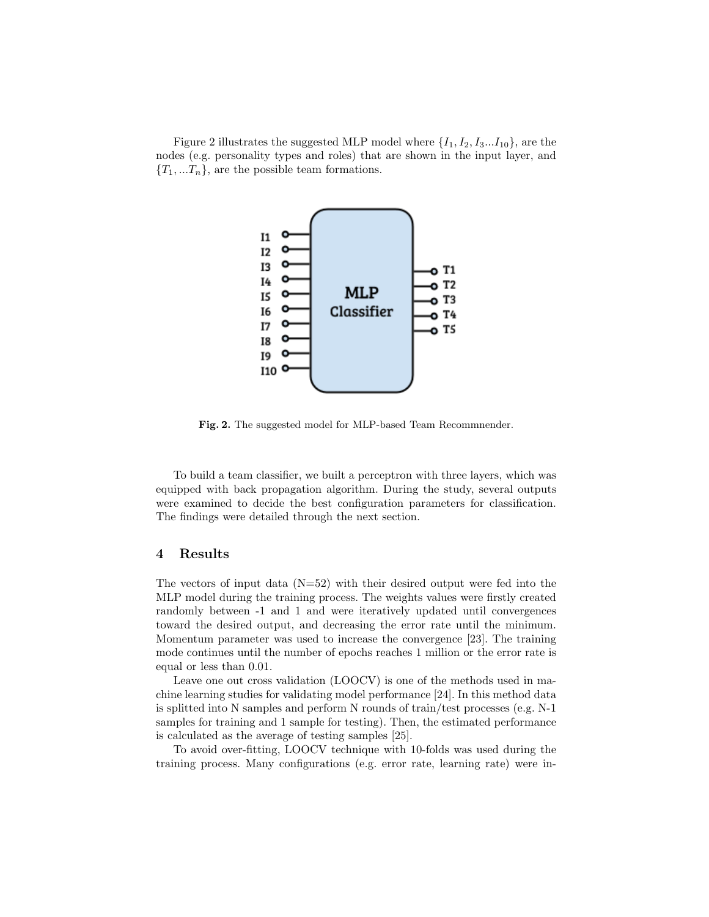Figure 2 illustrates the suggested MLP model where $\{I_1, I_2, I_3 ... I_{10}\}$, are the nodes (e.g. personality types and roles) that are shown in the input layer, and $\{T_1, ... T_n\}$, are the possible team formations.

I1
I2
I3
I4
I5
I6
I7
I8
I9
I10

MLP
Classifier

T1
T2
T3
T4
T5

**Fig. 2.** The suggested model for MLP-based Team Recommnender.

To build a team classifier, we built a perceptron with three layers, which was equipped with back propagation algorithm. During the study, several outputs were examined to decide the best configuration parameters for classification. The findings were detailed through the next section.

## 4 Results

The vectors of input data (N=52) with their desired output were fed into the MLP model during the training process. The weights values were firstly created randomly between -1 and 1 and were iteratively updated until convergences toward the desired output, and decreasing the error rate until the minimum. Momentum parameter was used to increase the convergence [23]. The training mode continues until the number of epochs reaches 1 million or the error rate is equal or less than 0.01.

Leave one out cross validation (LOOCV) is one of the methods used in machine learning studies for validating model performance [24]. In this method data is splitted into N samples and perform N rounds of train/test processes (e.g. N-1 samples for training and 1 sample for testing). Then, the estimated performance is calculated as the average of testing samples [25].

To avoid over-fitting, LOOCV technique with 10-folds was used during the training process. Many configurations (e.g. error rate, learning rate) were in-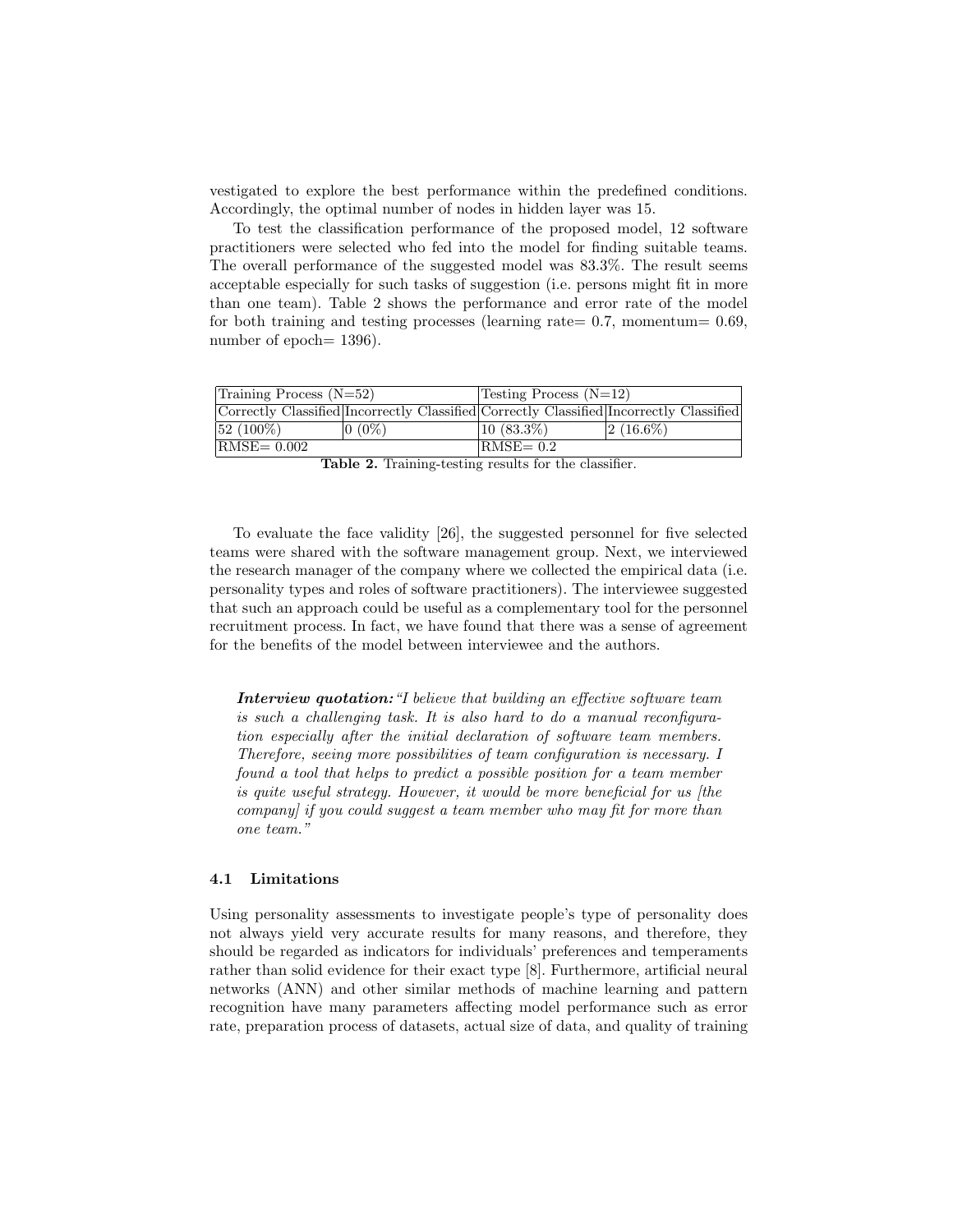vestigated to explore the best performance within the predefined conditions. Accordingly, the optimal number of nodes in hidden layer was 15.

To test the classification performance of the proposed model, 12 software practitioners were selected who fed into the model for finding suitable teams. The overall performance of the suggested model was 83.3%. The result seems acceptable especially for such tasks of suggestion (i.e. persons might fit in more than one team). Table 2 shows the performance and error rate of the model for both training and testing processes (learning rate= 0.7, momentum= 0.69, number of epoch= 1396).

| Training Process (N=52) | | Testing Process (N=12) | |
|---|---|---|---|
| Correctly Classified | Incorrectly Classified | Correctly Classified | Incorrectly Classified |
| 52 (100%) | 0 (0%) | 10 (83.3%) | 2 (16.6%) |
| RMSE= 0.002 | | RMSE= 0.2 | |

**Table 2.** Training-testing results for the classifier.

To evaluate the face validity [26], the suggested personnel for five selected teams were shared with the software management group. Next, we interviewed the research manager of the company where we collected the empirical data (i.e. personality types and roles of software practitioners). The interviewee suggested that such an approach could be useful as a complementary tool for the personnel recruitment process. In fact, we have found that there was a sense of agreement for the benefits of the model between interviewee and the authors.

> ***Interview quotation:*** *"I believe that building an effective software team is such a challenging task. It is also hard to do a manual reconfiguration especially after the initial declaration of software team members. Therefore, seeing more possibilities of team configuration is necessary. I found a tool that helps to predict a possible position for a team member is quite useful strategy. However, it would be more beneficial for us [the company] if you could suggest a team member who may fit for more than one team."*

### 4.1 Limitations

Using personality assessments to investigate people's type of personality does not always yield very accurate results for many reasons, and therefore, they should be regarded as indicators for individuals' preferences and temperaments rather than solid evidence for their exact type [8]. Furthermore, artificial neural networks (ANN) and other similar methods of machine learning and pattern recognition have many parameters affecting model performance such as error rate, preparation process of datasets, actual size of data, and quality of training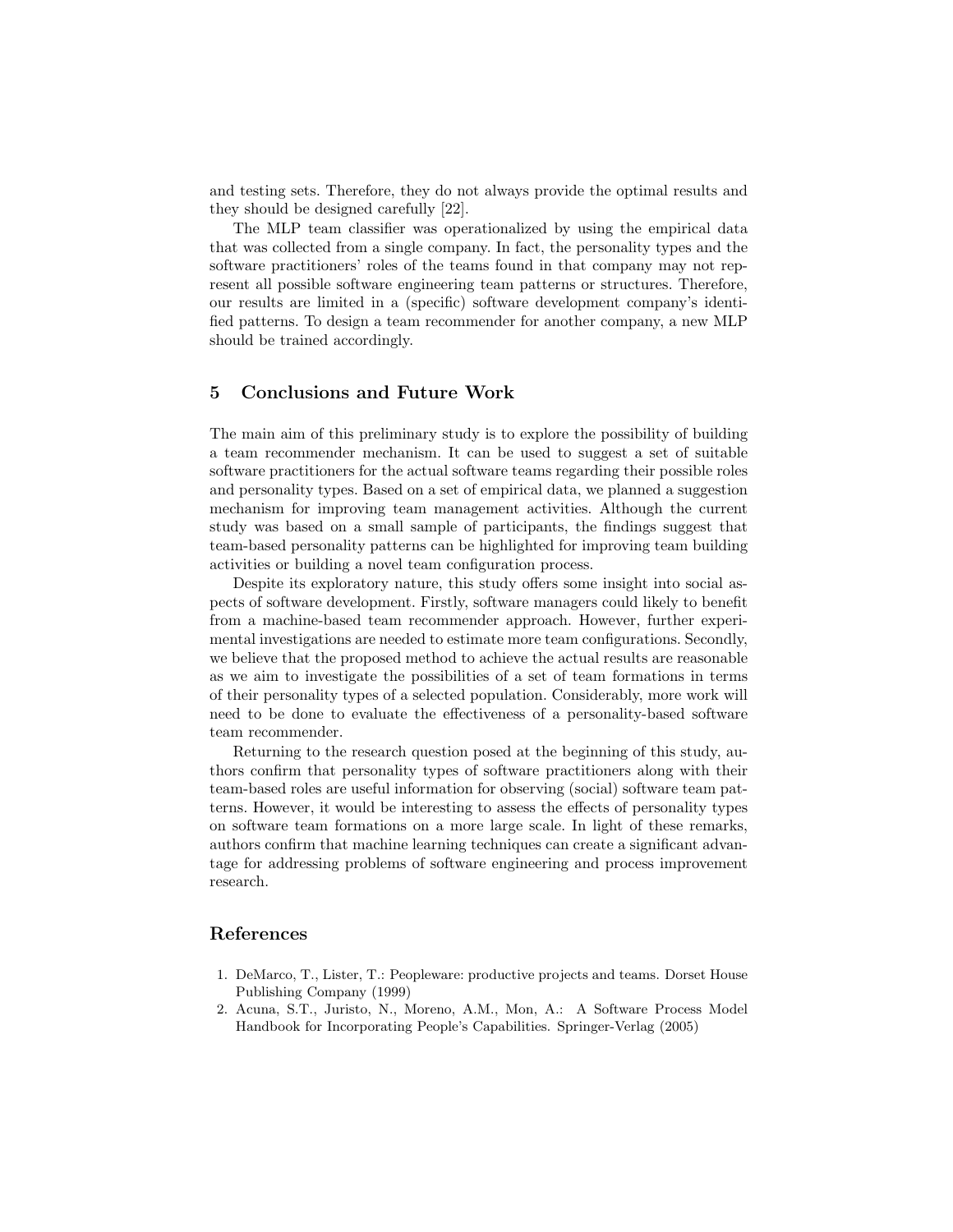and testing sets. Therefore, they do not always provide the optimal results and they should be designed carefully [22].

The MLP team classifier was operationalized by using the empirical data that was collected from a single company. In fact, the personality types and the software practitioners' roles of the teams found in that company may not represent all possible software engineering team patterns or structures. Therefore, our results are limited in a (specific) software development company's identified patterns. To design a team recommender for another company, a new MLP should be trained accordingly.

## 5 Conclusions and Future Work

The main aim of this preliminary study is to explore the possibility of building a team recommender mechanism. It can be used to suggest a set of suitable software practitioners for the actual software teams regarding their possible roles and personality types. Based on a set of empirical data, we planned a suggestion mechanism for improving team management activities. Although the current study was based on a small sample of participants, the findings suggest that team-based personality patterns can be highlighted for improving team building activities or building a novel team configuration process.

Despite its exploratory nature, this study offers some insight into social aspects of software development. Firstly, software managers could likely to benefit from a machine-based team recommender approach. However, further experimental investigations are needed to estimate more team configurations. Secondly, we believe that the proposed method to achieve the actual results are reasonable as we aim to investigate the possibilities of a set of team formations in terms of their personality types of a selected population. Considerably, more work will need to be done to evaluate the effectiveness of a personality-based software team recommender.

Returning to the research question posed at the beginning of this study, authors confirm that personality types of software practitioners along with their team-based roles are useful information for observing (social) software team patterns. However, it would be interesting to assess the effects of personality types on software team formations on a more large scale. In light of these remarks, authors confirm that machine learning techniques can create a significant advantage for addressing problems of software engineering and process improvement research.

## References

1. DeMarco, T., Lister, T.: Peopleware: productive projects and teams. Dorset House Publishing Company (1999)
2. Acuna, S.T., Juristo, N., Moreno, A.M., Mon, A.: A Software Process Model Handbook for Incorporating People's Capabilities. Springer-Verlag (2005)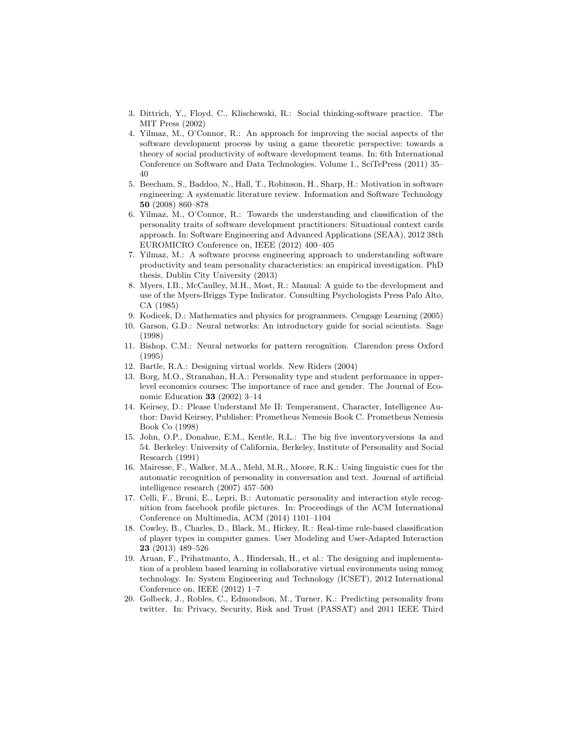3. Dittrich, Y., Floyd, C., Klischewski, R.: Social thinking-software practice. The MIT Press (2002)
4. Yilmaz, M., O'Connor, R.: An approach for improving the social aspects of the software development process by using a game theoretic perspective: towards a theory of social productivity of software development teams. In: 6th International Conference on Software and Data Technologies. Volume 1., SciTePress (2011) 35–40
5. Beecham, S., Baddoo, N., Hall, T., Robinson, H., Sharp, H.: Motivation in software engineering: A systematic literature review. Information and Software Technology **50** (2008) 860–878
6. Yilmaz, M., O'Connor, R.: Towards the understanding and classification of the personality traits of software development practitioners: Situational context cards approach. In: Software Engineering and Advanced Applications (SEAA), 2012 38th EUROMICRO Conference on, IEEE (2012) 400–405
7. Yilmaz, M.: A software process engineering approach to understanding software productivity and team personality characteristics: an empirical investigation. PhD thesis, Dublin City University (2013)
8. Myers, I.B., McCaulley, M.H., Most, R.: Manual: A guide to the development and use of the Myers-Briggs Type Indicator. Consulting Psychologists Press Palo Alto, CA (1985)
9. Kodicek, D.: Mathematics and physics for programmers. Cengage Learning (2005)
10. Garson, G.D.: Neural networks: An introductory guide for social scientists. Sage (1998)
11. Bishop, C.M.: Neural networks for pattern recognition. Clarendon press Oxford (1995)
12. Bartle, R.A.: Designing virtual worlds. New Riders (2004)
13. Borg, M.O., Stranahan, H.A.: Personality type and student performance in upper-level economics courses: The importance of race and gender. The Journal of Economic Education **33** (2002) 3–14
14. Keirsey, D.: Please Understand Me II: Temperament, Character, Intelligence Author: David Keirsey, Publisher: Prometheus Nemesis Book C. Prometheus Nemesis Book Co (1998)
15. John, O.P., Donahue, E.M., Kentle, R.L.: The big five inventoryversions 4a and 54. Berkeley: University of California, Berkeley, Institute of Personality and Social Research (1991)
16. Mairesse, F., Walker, M.A., Mehl, M.R., Moore, R.K.: Using linguistic cues for the automatic recognition of personality in conversation and text. Journal of artificial intelligence research (2007) 457–500
17. Celli, F., Bruni, E., Lepri, B.: Automatic personality and interaction style recognition from facebook profile pictures. In: Proceedings of the ACM International Conference on Multimedia, ACM (2014) 1101–1104
18. Cowley, B., Charles, D., Black, M., Hickey, R.: Real-time rule-based classification of player types in computer games. User Modeling and User-Adapted Interaction **23** (2013) 489–526
19. Aruan, F., Prihatmanto, A., Hindersah, H., et al.: The designing and implementation of a problem based learning in collaborative virtual environments using mmog technology. In: System Engineering and Technology (ICSET), 2012 International Conference on, IEEE (2012) 1–7
20. Golbeck, J., Robles, C., Edmondson, M., Turner, K.: Predicting personality from twitter. In: Privacy, Security, Risk and Trust (PASSAT) and 2011 IEEE Third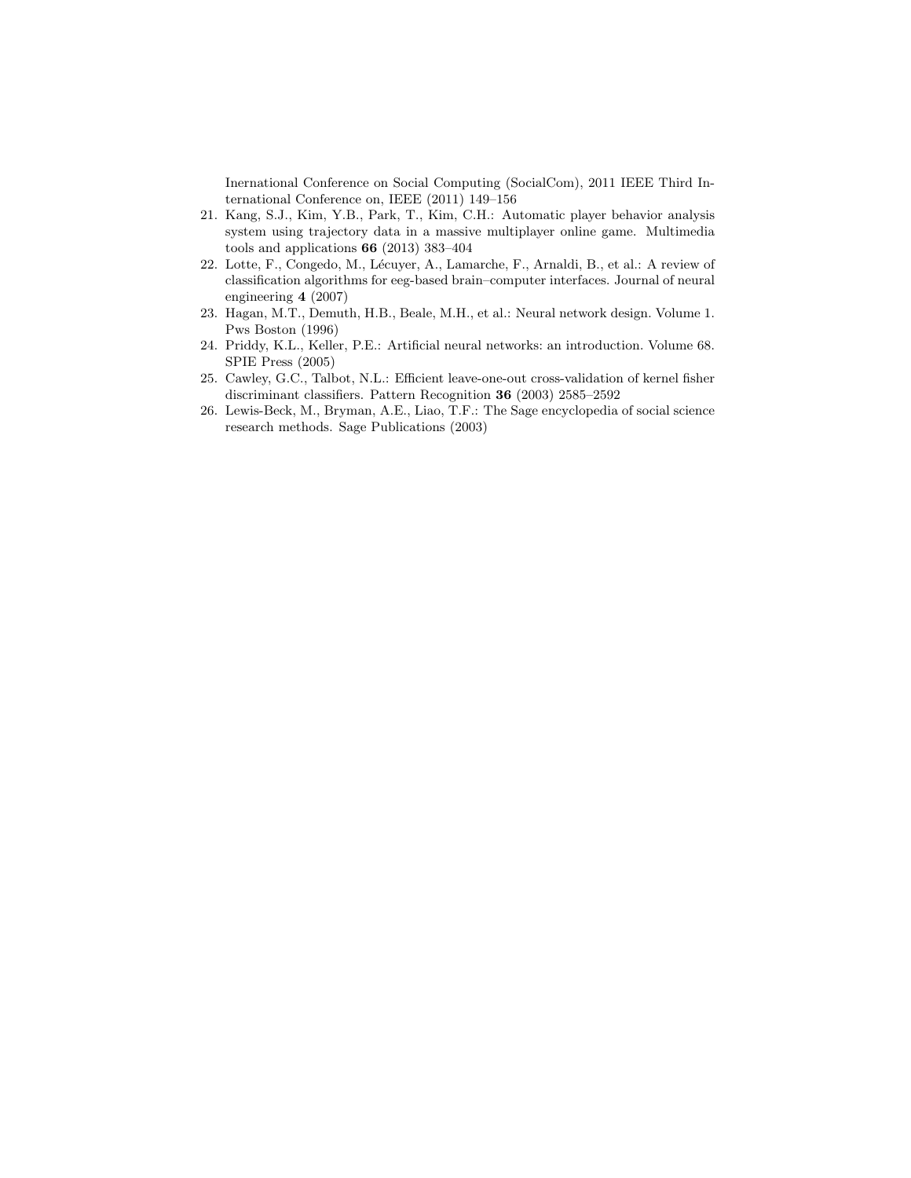Inernational Conference on Social Computing (SocialCom), 2011 IEEE Third International Conference on, IEEE (2011) 149–156

21. Kang, S.J., Kim, Y.B., Park, T., Kim, C.H.: Automatic player behavior analysis system using trajectory data in a massive multiplayer online game. Multimedia tools and applications **66** (2013) 383–404
22. Lotte, F., Congedo, M., Lécuyer, A., Lamarche, F., Arnaldi, B., et al.: A review of classification algorithms for eeg-based brain–computer interfaces. Journal of neural engineering **4** (2007)
23. Hagan, M.T., Demuth, H.B., Beale, M.H., et al.: Neural network design. Volume 1. Pws Boston (1996)
24. Priddy, K.L., Keller, P.E.: Artificial neural networks: an introduction. Volume 68. SPIE Press (2005)
25. Cawley, G.C., Talbot, N.L.: Efficient leave-one-out cross-validation of kernel fisher discriminant classifiers. Pattern Recognition **36** (2003) 2585–2592
26. Lewis-Beck, M., Bryman, A.E., Liao, T.F.: The Sage encyclopedia of social science research methods. Sage Publications (2003)